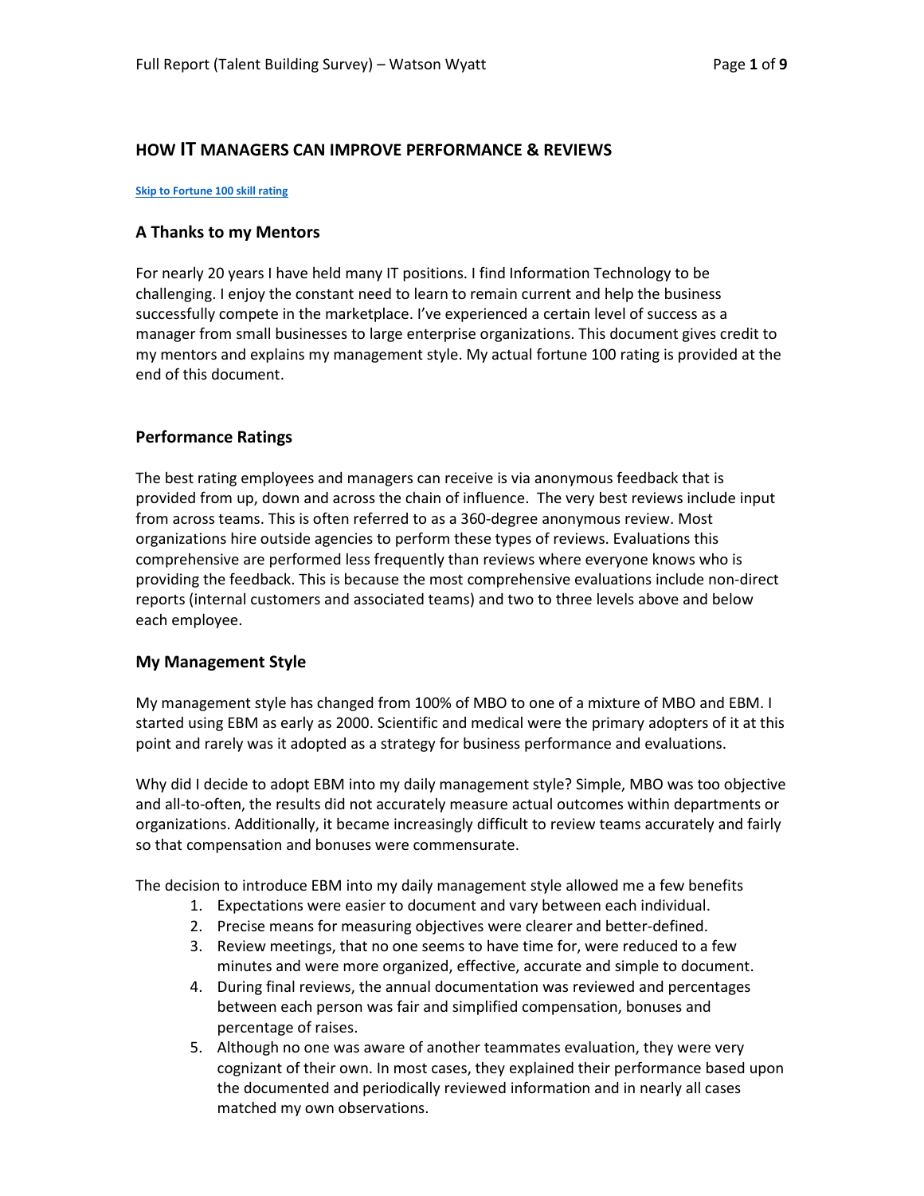## HOW IT MANAGERS CAN IMPROVE PERFORMANCE & REVIEWS

Skip to Fortune 100 skill rating

### A Thanks to my Mentors

For nearly 20 years I have held many IT positions. I find Information Technology to be challenging. I enjoy the constant need to learn to remain current and help the business successfully compete in the marketplace. I've experienced a certain level of success as a manager from small businesses to large enterprise organizations. This document gives credit to my mentors and explains my management style. My actual fortune 100 rating is provided at the end of this document.

### Performance Ratings

The best rating employees and managers can receive is via anonymous feedback that is provided from up, down and across the chain of influence. The very best reviews include input from across teams. This is often referred to as a 360-degree anonymous review. Most organizations hire outside agencies to perform these types of reviews. Evaluations this comprehensive are performed less frequently than reviews where everyone knows who is providing the feedback. This is because the most comprehensive evaluations include non-direct reports (internal customers and associated teams) and two to three levels above and below each employee.

### My Management Style

My management style has changed from 100% of MBO to one of a mixture of MBO and EBM. I started using EBM as early as 2000. Scientific and medical were the primary adopters of it at this point and rarely was it adopted as a strategy for business performance and evaluations.

Why did I decide to adopt EBM into my daily management style? Simple, MBO was too objective and all-to-often, the results did not accurately measure actual outcomes within departments or organizations. Additionally, it became increasingly difficult to review teams accurately and fairly so that compensation and bonuses were commensurate.

The decision to introduce EBM into my daily management style allowed me a few benefits

1. Expectations were easier to document and vary between each individual.
2. Precise means for measuring objectives were clearer and better-defined.
3. Review meetings, that no one seems to have time for, were reduced to a few minutes and were more organized, effective, accurate and simple to document.
4. During final reviews, the annual documentation was reviewed and percentages between each person was fair and simplified compensation, bonuses and percentage of raises.
5. Although no one was aware of another teammates evaluation, they were very cognizant of their own. In most cases, they explained their performance based upon the documented and periodically reviewed information and in nearly all cases matched my own observations.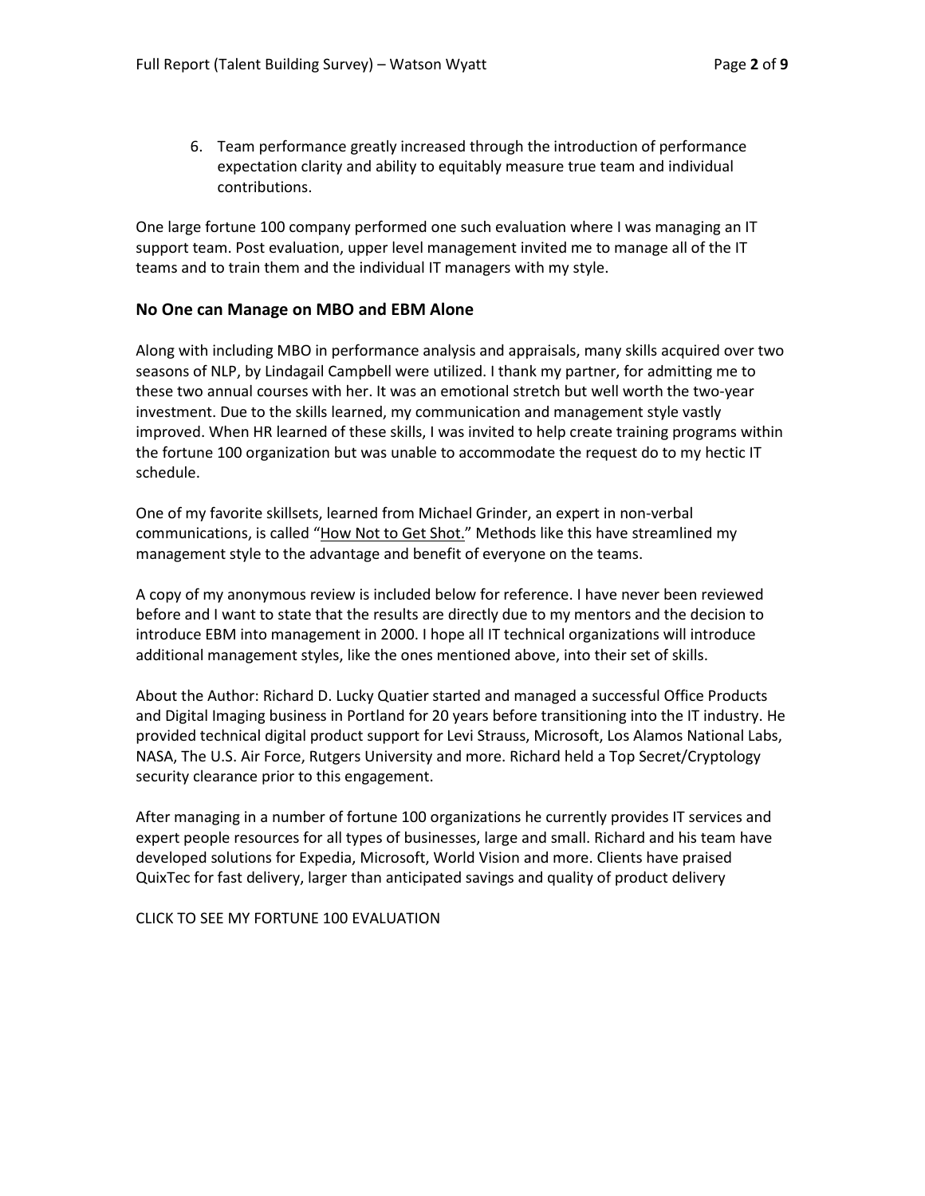6. Team performance greatly increased through the introduction of performance expectation clarity and ability to equitably measure true team and individual contributions.

One large fortune 100 company performed one such evaluation where I was managing an IT support team. Post evaluation, upper level management invited me to manage all of the IT teams and to train them and the individual IT managers with my style.

### No One can Manage on MBO and EBM Alone

Along with including MBO in performance analysis and appraisals, many skills acquired over two seasons of NLP, by Lindagail Campbell were utilized. I thank my partner, for admitting me to these two annual courses with her. It was an emotional stretch but well worth the two-year investment. Due to the skills learned, my communication and management style vastly improved. When HR learned of these skills, I was invited to help create training programs within the fortune 100 organization but was unable to accommodate the request do to my hectic IT schedule.

One of my favorite skillsets, learned from Michael Grinder, an expert in non-verbal communications, is called "How Not to Get Shot." Methods like this have streamlined my management style to the advantage and benefit of everyone on the teams.

A copy of my anonymous review is included below for reference. I have never been reviewed before and I want to state that the results are directly due to my mentors and the decision to introduce EBM into management in 2000. I hope all IT technical organizations will introduce additional management styles, like the ones mentioned above, into their set of skills.

About the Author: Richard D. Lucky Quatier started and managed a successful Office Products and Digital Imaging business in Portland for 20 years before transitioning into the IT industry. He provided technical digital product support for Levi Strauss, Microsoft, Los Alamos National Labs, NASA, The U.S. Air Force, Rutgers University and more. Richard held a Top Secret/Cryptology security clearance prior to this engagement.

After managing in a number of fortune 100 organizations he currently provides IT services and expert people resources for all types of businesses, large and small. Richard and his team have developed solutions for Expedia, Microsoft, World Vision and more. Clients have praised QuixTec for fast delivery, larger than anticipated savings and quality of product delivery

CLICK TO SEE MY FORTUNE 100 EVALUATION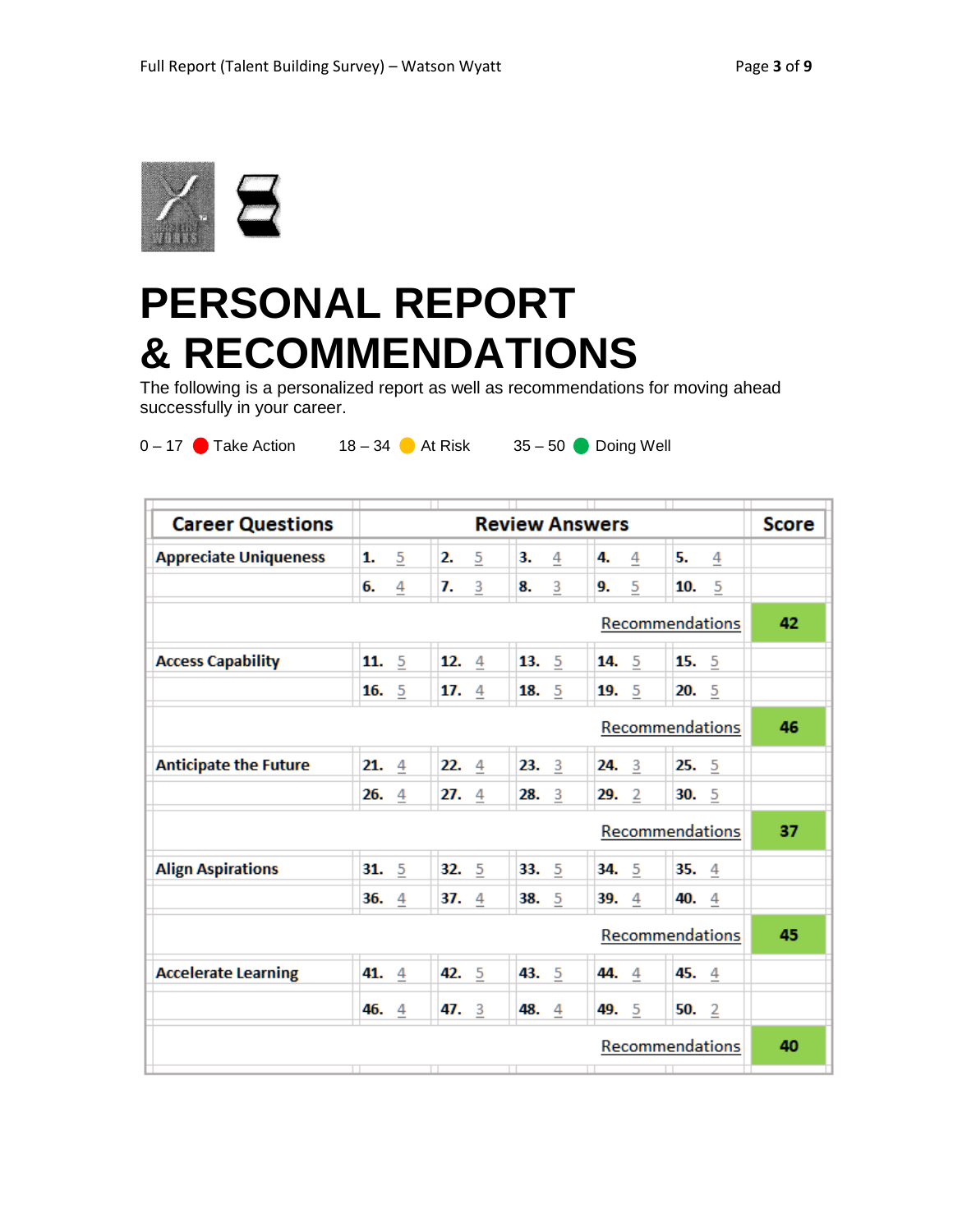# PERSONAL REPORT & RECOMMENDATIONS

The following is a personalized report as well as recommendations for moving ahead successfully in your career.

0 – 17 🔴 Take Action 18 – 34 🟡 At Risk 35 – 50 🟢 Doing Well

| Career Questions | Review Answers | | | | | Score |
|---|---|---|---|---|---|---|
| **Appreciate Uniqueness** | **1.** 5 | **2.** 5 | **3.** 4 | **4.** 4 | **5.** 4 | |
| | **6.** 4 | **7.** 3 | **8.** 3 | **9.** 5 | **10.** 5 | |
| | | | | | Recommendations | **42** |
| **Access Capability** | **11.** 5 | **12.** 4 | **13.** 5 | **14.** 5 | **15.** 5 | |
| | **16.** 5 | **17.** 4 | **18.** 5 | **19.** 5 | **20.** 5 | |
| | | | | | Recommendations | **46** |
| **Anticipate the Future** | **21.** 4 | **22.** 4 | **23.** 3 | **24.** 3 | **25.** 5 | |
| | **26.** 4 | **27.** 4 | **28.** 3 | **29.** 2 | **30.** 5 | |
| | | | | | Recommendations | **37** |
| **Align Aspirations** | **31.** 5 | **32.** 5 | **33.** 5 | **34.** 5 | **35.** 4 | |
| | **36.** 4 | **37.** 4 | **38.** 5 | **39.** 4 | **40.** 4 | |
| | | | | | Recommendations | **45** |
| **Accelerate Learning** | **41.** 4 | **42.** 5 | **43.** 5 | **44.** 4 | **45.** 4 | |
| | **46.** 4 | **47.** 3 | **48.** 4 | **49.** 5 | **50.** 2 | |
| | | | | | Recommendations | **40** |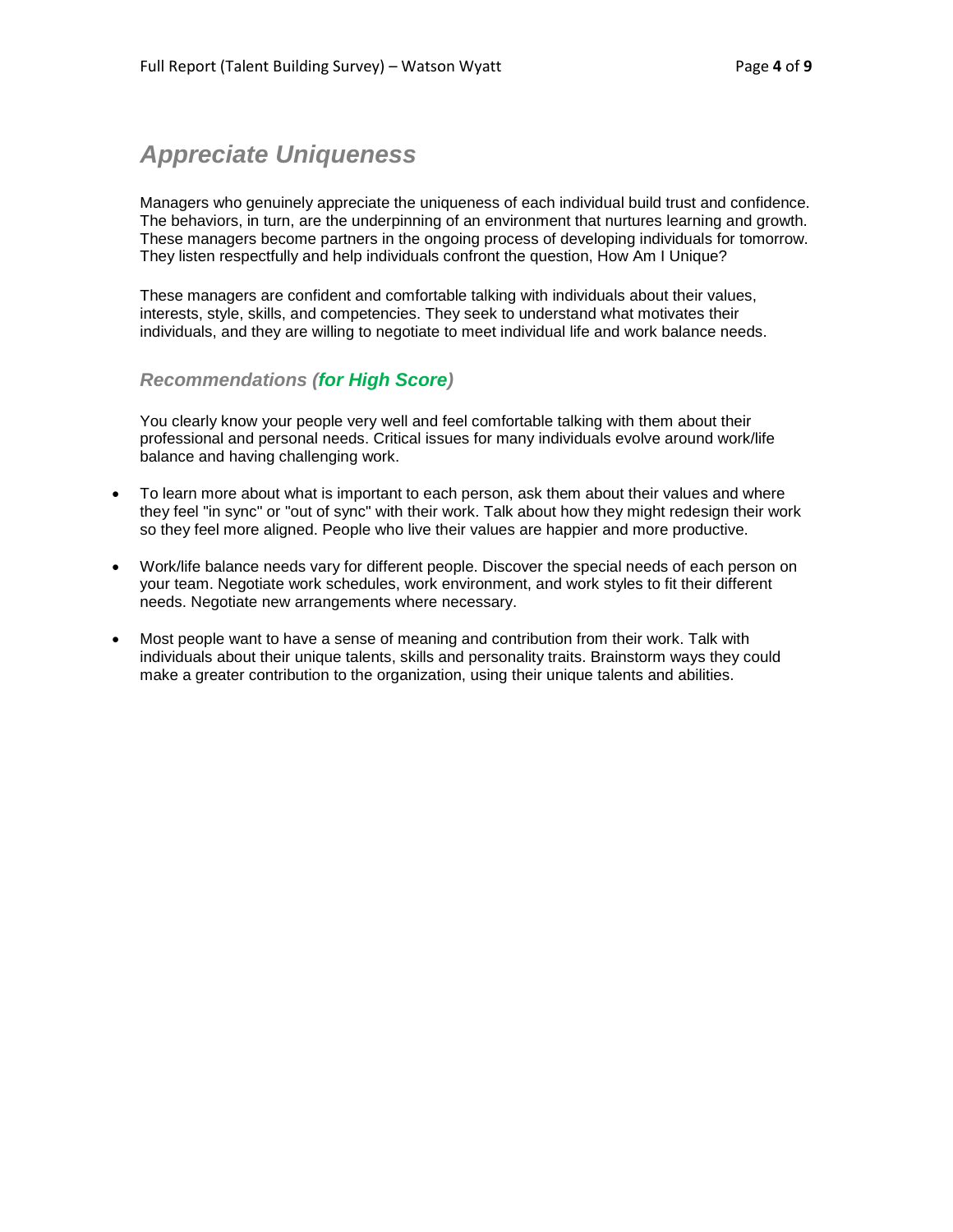## *Appreciate Uniqueness*

Managers who genuinely appreciate the uniqueness of each individual build trust and confidence. The behaviors, in turn, are the underpinning of an environment that nurtures learning and growth. These managers become partners in the ongoing process of developing individuals for tomorrow. They listen respectfully and help individuals confront the question, How Am I Unique?

These managers are confident and comfortable talking with individuals about their values, interests, style, skills, and competencies. They seek to understand what motivates their individuals, and they are willing to negotiate to meet individual life and work balance needs.

### *Recommendations (**for High Score**)*

You clearly know your people very well and feel comfortable talking with them about their professional and personal needs. Critical issues for many individuals evolve around work/life balance and having challenging work.

- To learn more about what is important to each person, ask them about their values and where they feel "in sync" or "out of sync" with their work. Talk about how they might redesign their work so they feel more aligned. People who live their values are happier and more productive.
- Work/life balance needs vary for different people. Discover the special needs of each person on your team. Negotiate work schedules, work environment, and work styles to fit their different needs. Negotiate new arrangements where necessary.
- Most people want to have a sense of meaning and contribution from their work. Talk with individuals about their unique talents, skills and personality traits. Brainstorm ways they could make a greater contribution to the organization, using their unique talents and abilities.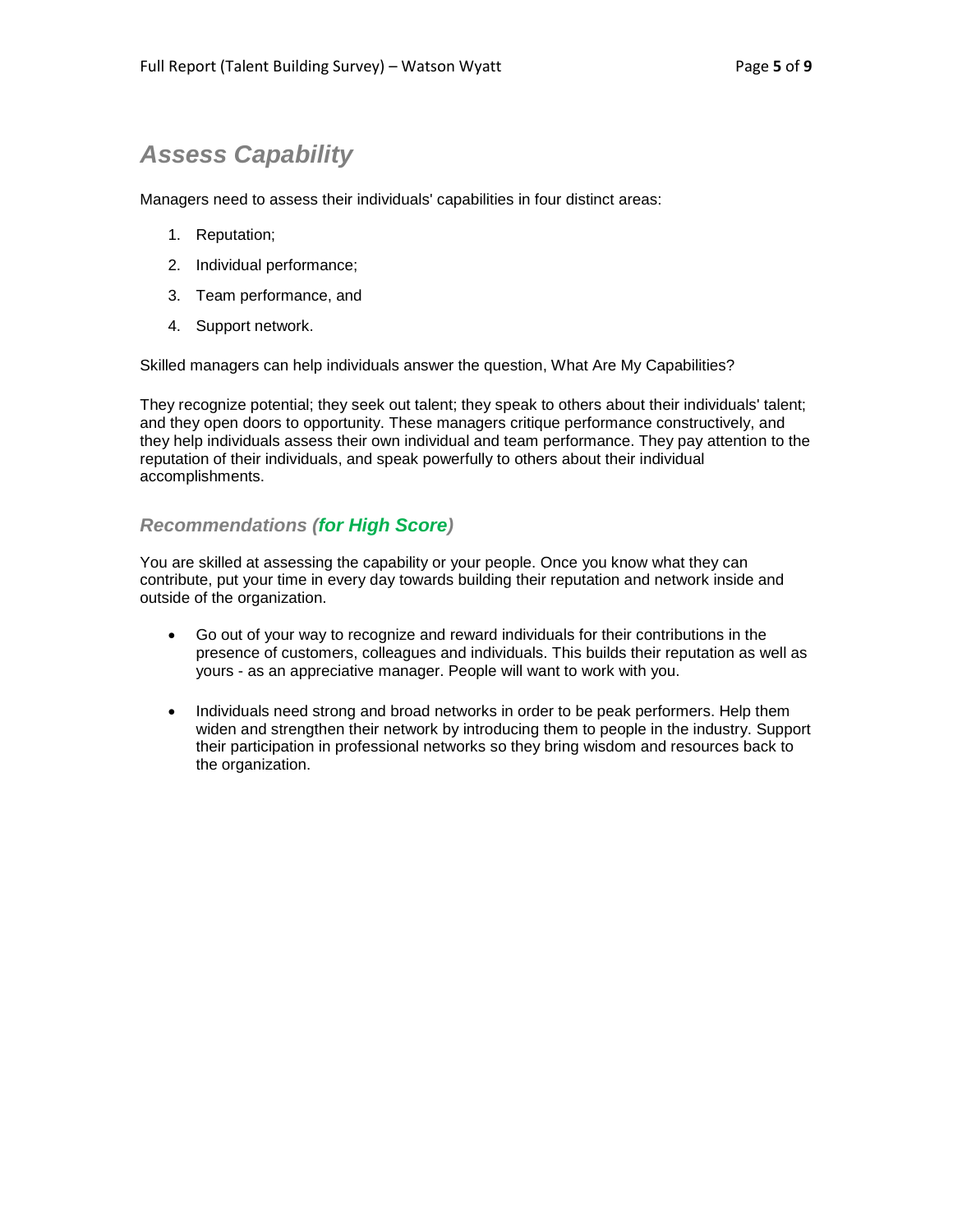## *Assess Capability*

Managers need to assess their individuals' capabilities in four distinct areas:

1. Reputation;
2. Individual performance;
3. Team performance, and
4. Support network.

Skilled managers can help individuals answer the question, What Are My Capabilities?

They recognize potential; they seek out talent; they speak to others about their individuals' talent; and they open doors to opportunity. These managers critique performance constructively, and they help individuals assess their own individual and team performance. They pay attention to the reputation of their individuals, and speak powerfully to others about their individual accomplishments.

### *Recommendations (for High Score)*

You are skilled at assessing the capability or your people. Once you know what they can contribute, put your time in every day towards building their reputation and network inside and outside of the organization.

- Go out of your way to recognize and reward individuals for their contributions in the presence of customers, colleagues and individuals. This builds their reputation as well as yours - as an appreciative manager. People will want to work with you.

- Individuals need strong and broad networks in order to be peak performers. Help them widen and strengthen their network by introducing them to people in the industry. Support their participation in professional networks so they bring wisdom and resources back to the organization.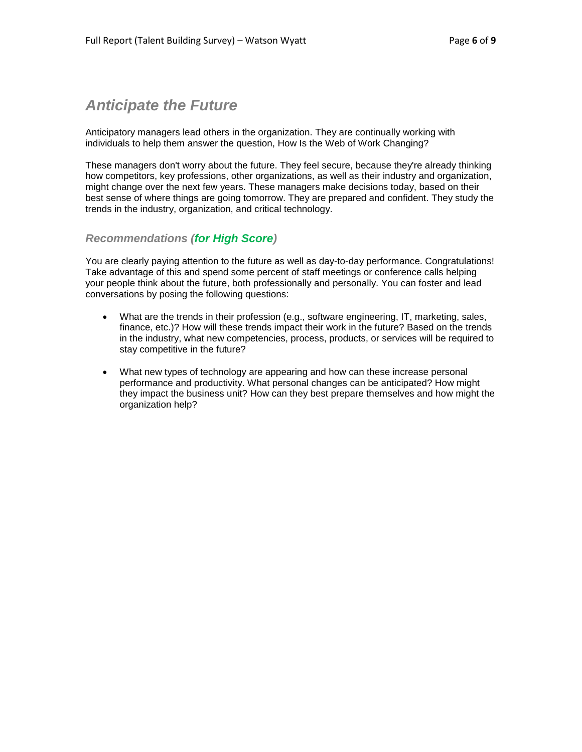## *Anticipate the Future*

Anticipatory managers lead others in the organization. They are continually working with individuals to help them answer the question, How Is the Web of Work Changing?

These managers don't worry about the future. They feel secure, because they're already thinking how competitors, key professions, other organizations, as well as their industry and organization, might change over the next few years. These managers make decisions today, based on their best sense of where things are going tomorrow. They are prepared and confident. They study the trends in the industry, organization, and critical technology.

### *Recommendations (for High Score)*

You are clearly paying attention to the future as well as day-to-day performance. Congratulations! Take advantage of this and spend some percent of staff meetings or conference calls helping your people think about the future, both professionally and personally. You can foster and lead conversations by posing the following questions:

- What are the trends in their profession (e.g., software engineering, IT, marketing, sales, finance, etc.)? How will these trends impact their work in the future? Based on the trends in the industry, what new competencies, process, products, or services will be required to stay competitive in the future?

- What new types of technology are appearing and how can these increase personal performance and productivity. What personal changes can be anticipated? How might they impact the business unit? How can they best prepare themselves and how might the organization help?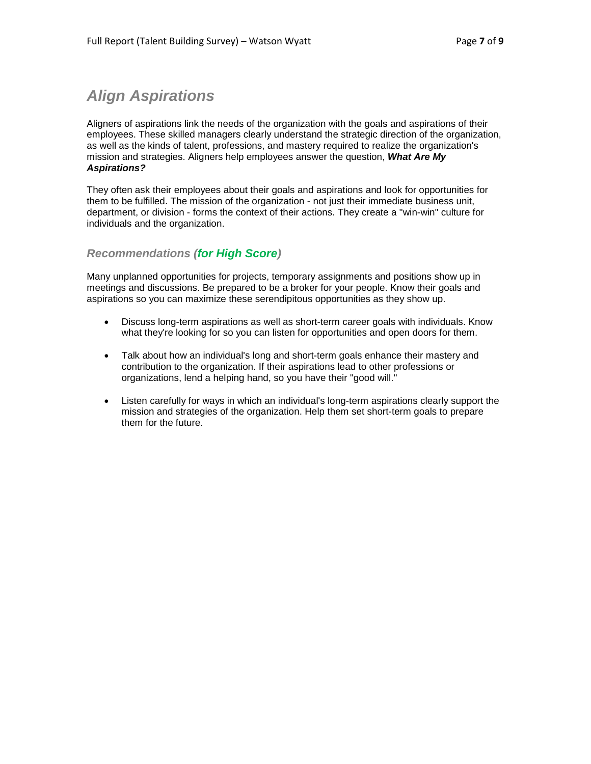## *Align Aspirations*

Aligners of aspirations link the needs of the organization with the goals and aspirations of their employees. These skilled managers clearly understand the strategic direction of the organization, as well as the kinds of talent, professions, and mastery required to realize the organization's mission and strategies. Aligners help employees answer the question, ***What Are My Aspirations?***

They often ask their employees about their goals and aspirations and look for opportunities for them to be fulfilled. The mission of the organization - not just their immediate business unit, department, or division - forms the context of their actions. They create a "win-win" culture for individuals and the organization.

### *Recommendations (for High Score)*

Many unplanned opportunities for projects, temporary assignments and positions show up in meetings and discussions. Be prepared to be a broker for your people. Know their goals and aspirations so you can maximize these serendipitous opportunities as they show up.

- Discuss long-term aspirations as well as short-term career goals with individuals. Know what they're looking for so you can listen for opportunities and open doors for them.

- Talk about how an individual's long and short-term goals enhance their mastery and contribution to the organization. If their aspirations lead to other professions or organizations, lend a helping hand, so you have their "good will."

- Listen carefully for ways in which an individual's long-term aspirations clearly support the mission and strategies of the organization. Help them set short-term goals to prepare them for the future.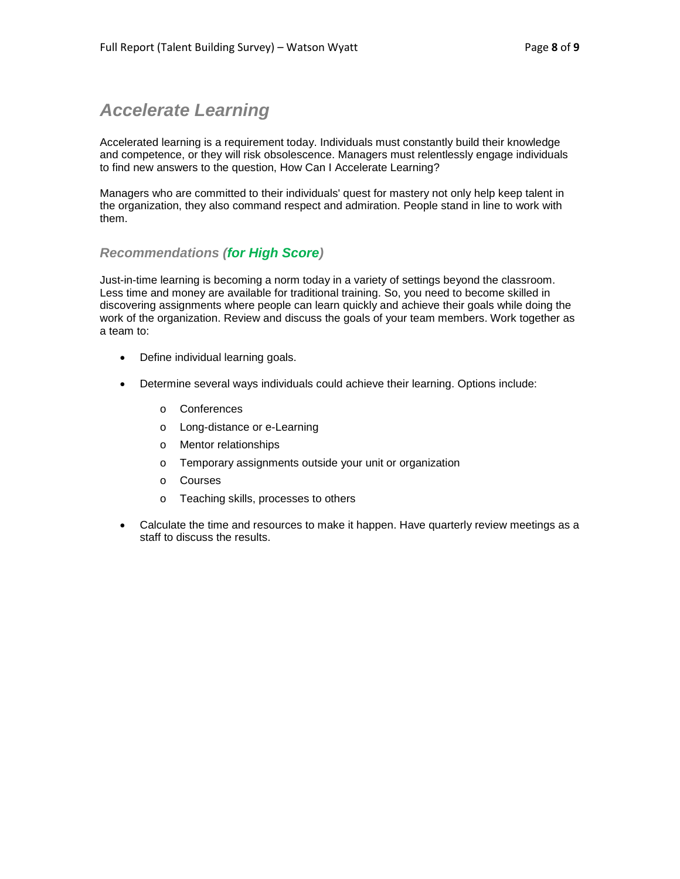## *Accelerate Learning*

Accelerated learning is a requirement today. Individuals must constantly build their knowledge and competence, or they will risk obsolescence. Managers must relentlessly engage individuals to find new answers to the question, How Can I Accelerate Learning?

Managers who are committed to their individuals' quest for mastery not only help keep talent in the organization, they also command respect and admiration. People stand in line to work with them.

### *Recommendations (**for High Score**)*

Just-in-time learning is becoming a norm today in a variety of settings beyond the classroom. Less time and money are available for traditional training. So, you need to become skilled in discovering assignments where people can learn quickly and achieve their goals while doing the work of the organization. Review and discuss the goals of your team members. Work together as a team to:

- Define individual learning goals.
- Determine several ways individuals could achieve their learning. Options include:
  - Conferences
  - Long-distance or e-Learning
  - Mentor relationships
  - Temporary assignments outside your unit or organization
  - Courses
  - Teaching skills, processes to others
- Calculate the time and resources to make it happen. Have quarterly review meetings as a staff to discuss the results.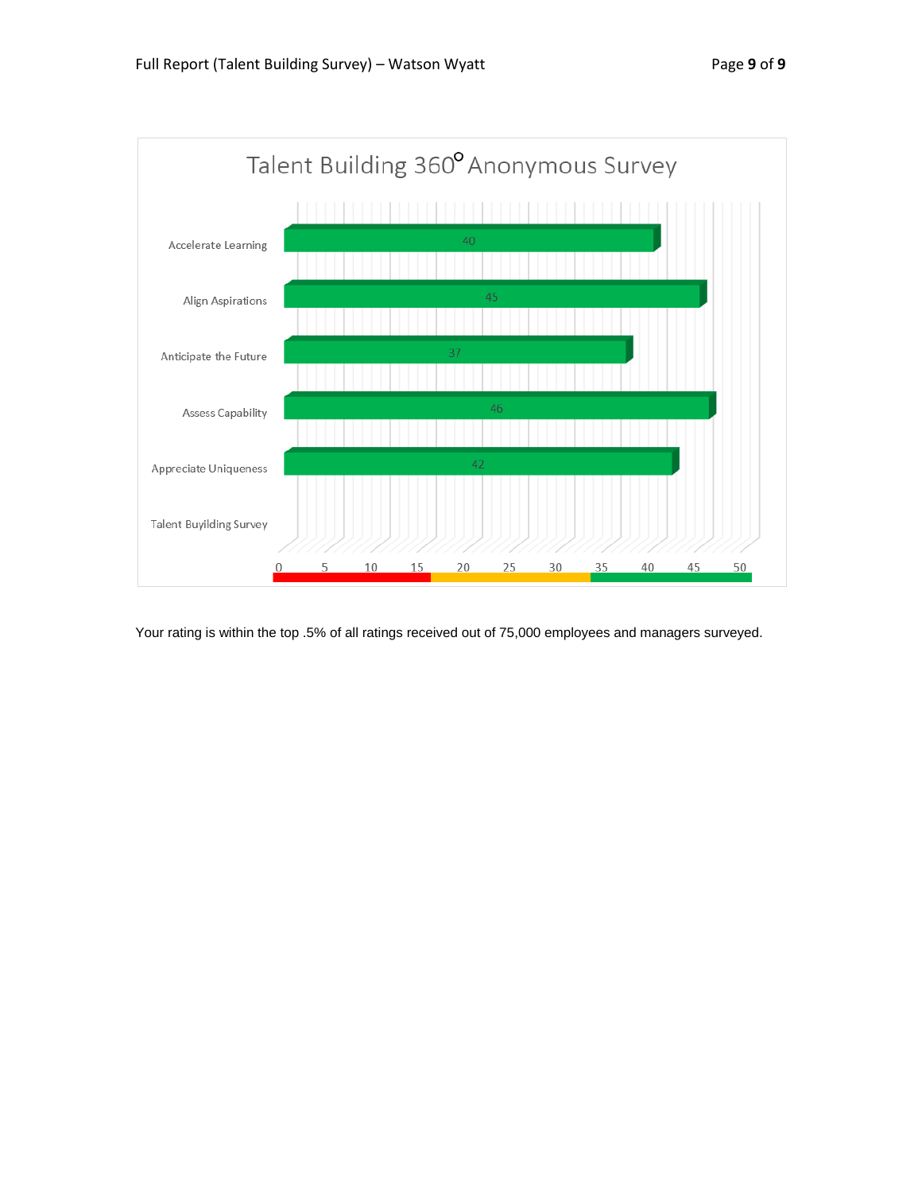Talent Building 360° Anonymous Survey

Accelerate Learning
40

Align Aspirations
45

Anticipate the Future
37

Assess Capability
46

Appreciate Uniqueness
42

Talent Buyilding Survey

0 5 10 15 20 25 30 35 40 45 50

Your rating is within the top .5% of all ratings received out of 75,000 employees and managers surveyed.